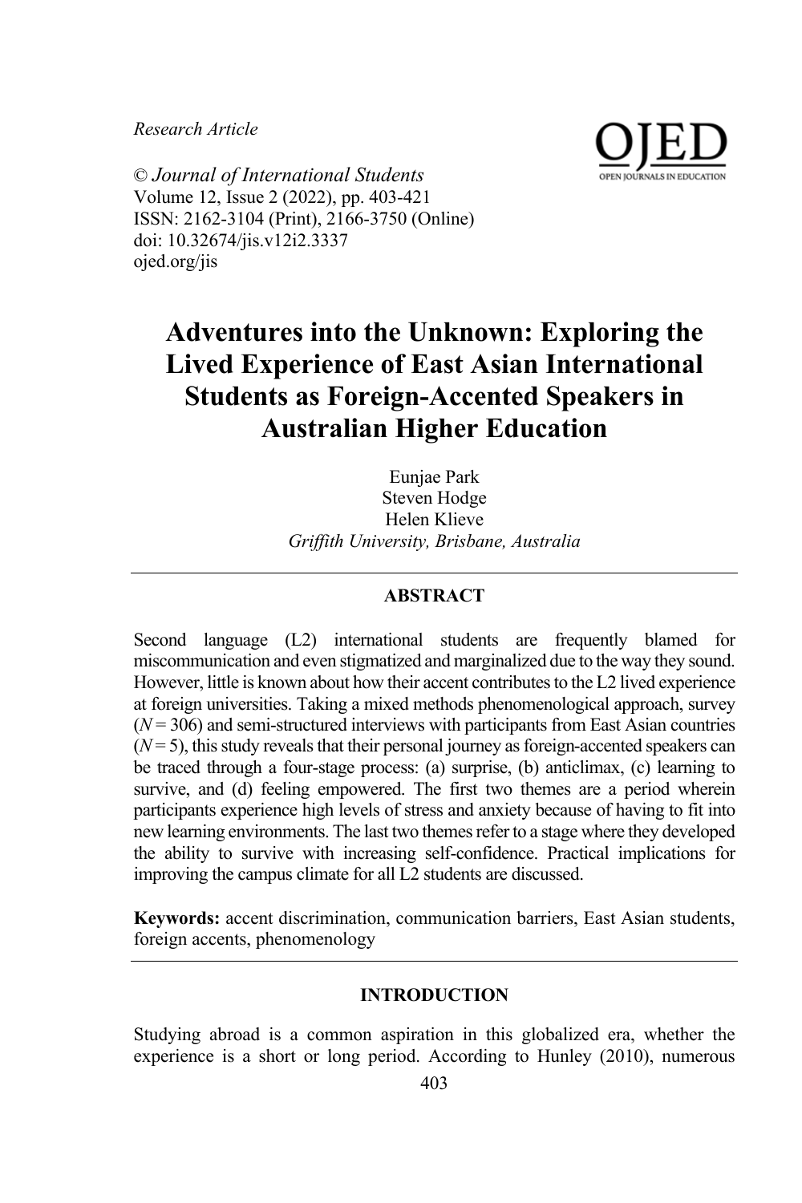*Research Article*

© *Journal of International Students*
Volume 12, Issue 2 (2022), pp. 403-421
ISSN: 2162-3104 (Print), 2166-3750 (Online)
doi: 10.32674/jis.v12i2.3337
ojed.org/jis

# Adventures into the Unknown: Exploring the Lived Experience of East Asian International Students as Foreign-Accented Speakers in Australian Higher Education

Eunjae Park
Steven Hodge
Helen Klieve
*Griffith University, Brisbane, Australia*

## ABSTRACT

Second language (L2) international students are frequently blamed for miscommunication and even stigmatized and marginalized due to the way they sound. However, little is known about how their accent contributes to the L2 lived experience at foreign universities. Taking a mixed methods phenomenological approach, survey (*N* = 306) and semi-structured interviews with participants from East Asian countries (*N* = 5), this study reveals that their personal journey as foreign-accented speakers can be traced through a four-stage process: (a) surprise, (b) anticlimax, (c) learning to survive, and (d) feeling empowered. The first two themes are a period wherein participants experience high levels of stress and anxiety because of having to fit into new learning environments. The last two themes refer to a stage where they developed the ability to survive with increasing self-confidence. Practical implications for improving the campus climate for all L2 students are discussed.

**Keywords:** accent discrimination, communication barriers, East Asian students, foreign accents, phenomenology

## INTRODUCTION

Studying abroad is a common aspiration in this globalized era, whether the experience is a short or long period. According to Hunley (2010), numerous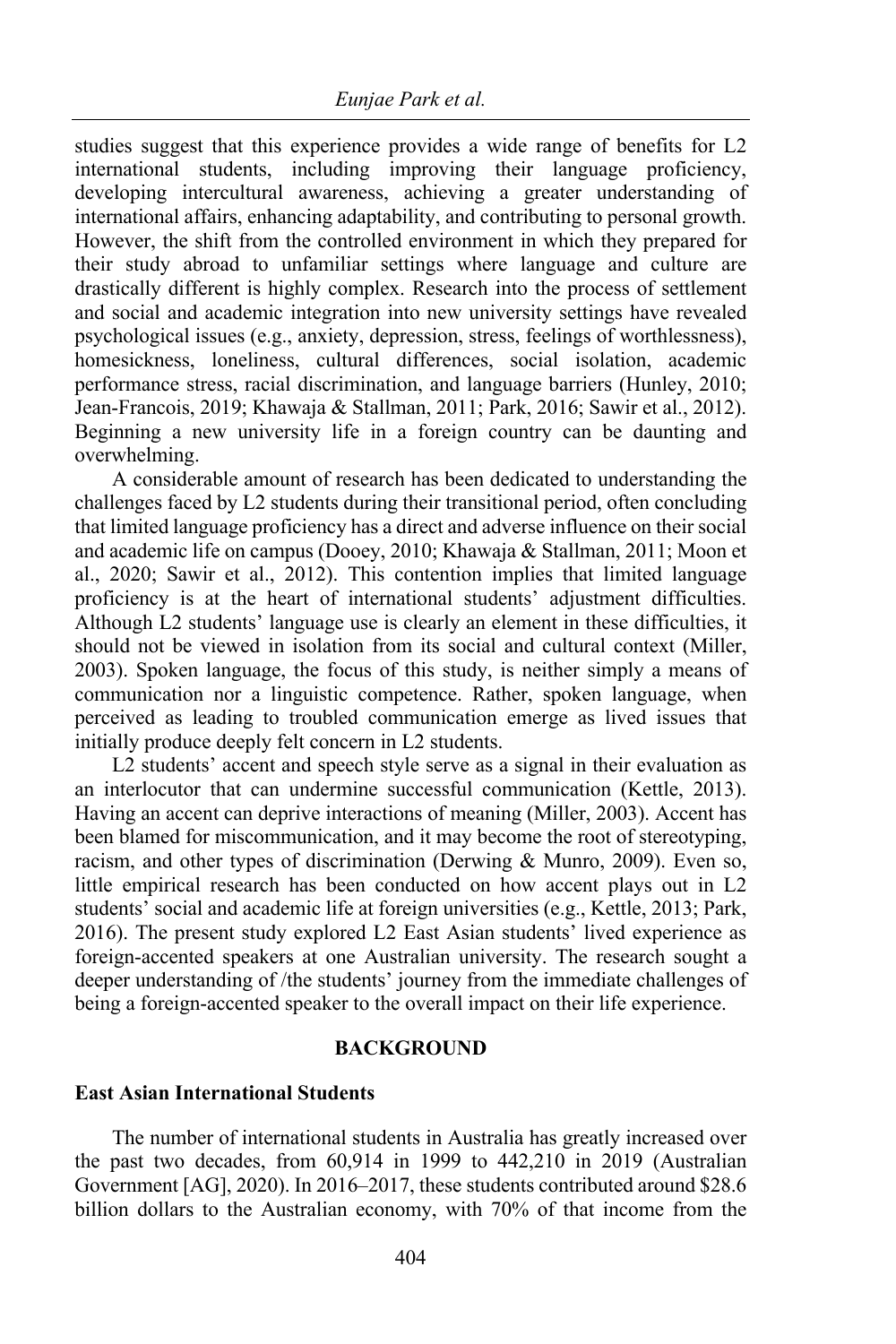studies suggest that this experience provides a wide range of benefits for L2 international students, including improving their language proficiency, developing intercultural awareness, achieving a greater understanding of international affairs, enhancing adaptability, and contributing to personal growth. However, the shift from the controlled environment in which they prepared for their study abroad to unfamiliar settings where language and culture are drastically different is highly complex. Research into the process of settlement and social and academic integration into new university settings have revealed psychological issues (e.g., anxiety, depression, stress, feelings of worthlessness), homesickness, loneliness, cultural differences, social isolation, academic performance stress, racial discrimination, and language barriers (Hunley, 2010; Jean-Francois, 2019; Khawaja & Stallman, 2011; Park, 2016; Sawir et al., 2012). Beginning a new university life in a foreign country can be daunting and overwhelming.

A considerable amount of research has been dedicated to understanding the challenges faced by L2 students during their transitional period, often concluding that limited language proficiency has a direct and adverse influence on their social and academic life on campus (Dooey, 2010; Khawaja & Stallman, 2011; Moon et al., 2020; Sawir et al., 2012). This contention implies that limited language proficiency is at the heart of international students' adjustment difficulties. Although L2 students' language use is clearly an element in these difficulties, it should not be viewed in isolation from its social and cultural context (Miller, 2003). Spoken language, the focus of this study, is neither simply a means of communication nor a linguistic competence. Rather, spoken language, when perceived as leading to troubled communication emerge as lived issues that initially produce deeply felt concern in L2 students.

L2 students' accent and speech style serve as a signal in their evaluation as an interlocutor that can undermine successful communication (Kettle, 2013). Having an accent can deprive interactions of meaning (Miller, 2003). Accent has been blamed for miscommunication, and it may become the root of stereotyping, racism, and other types of discrimination (Derwing & Munro, 2009). Even so, little empirical research has been conducted on how accent plays out in L2 students' social and academic life at foreign universities (e.g., Kettle, 2013; Park, 2016). The present study explored L2 East Asian students' lived experience as foreign-accented speakers at one Australian university. The research sought a deeper understanding of /the students' journey from the immediate challenges of being a foreign-accented speaker to the overall impact on their life experience.

## BACKGROUND

### East Asian International Students

The number of international students in Australia has greatly increased over the past two decades, from 60,914 in 1999 to 442,210 in 2019 (Australian Government [AG], 2020). In 2016–2017, these students contributed around $28.6 billion dollars to the Australian economy, with 70% of that income from the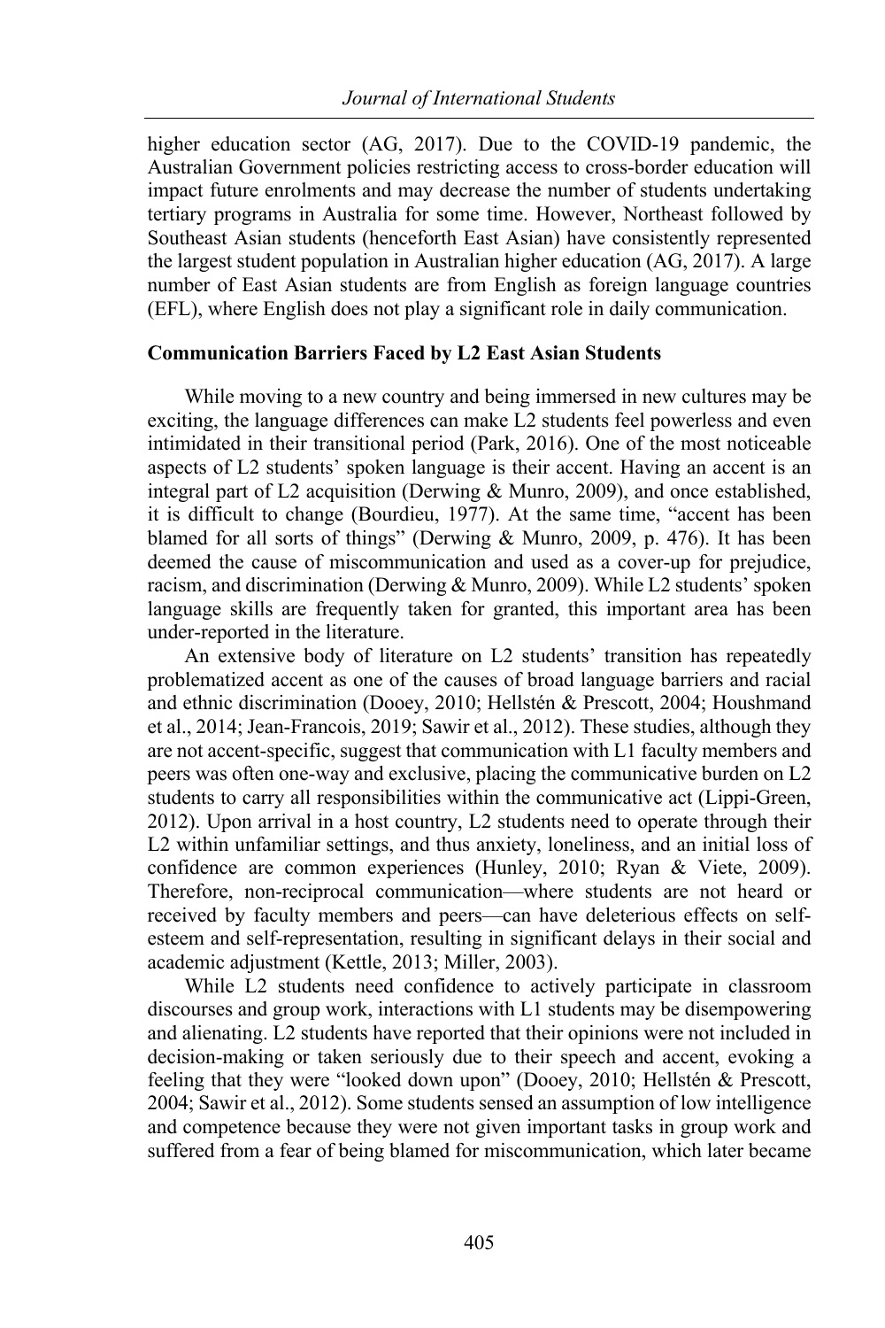higher education sector (AG, 2017). Due to the COVID-19 pandemic, the Australian Government policies restricting access to cross-border education will impact future enrolments and may decrease the number of students undertaking tertiary programs in Australia for some time. However, Northeast followed by Southeast Asian students (henceforth East Asian) have consistently represented the largest student population in Australian higher education (AG, 2017). A large number of East Asian students are from English as foreign language countries (EFL), where English does not play a significant role in daily communication.

### Communication Barriers Faced by L2 East Asian Students

While moving to a new country and being immersed in new cultures may be exciting, the language differences can make L2 students feel powerless and even intimidated in their transitional period (Park, 2016). One of the most noticeable aspects of L2 students' spoken language is their accent. Having an accent is an integral part of L2 acquisition (Derwing & Munro, 2009), and once established, it is difficult to change (Bourdieu, 1977). At the same time, "accent has been blamed for all sorts of things" (Derwing & Munro, 2009, p. 476). It has been deemed the cause of miscommunication and used as a cover-up for prejudice, racism, and discrimination (Derwing & Munro, 2009). While L2 students' spoken language skills are frequently taken for granted, this important area has been under-reported in the literature.

An extensive body of literature on L2 students' transition has repeatedly problematized accent as one of the causes of broad language barriers and racial and ethnic discrimination (Dooey, 2010; Hellstén & Prescott, 2004; Houshmand et al., 2014; Jean-Francois, 2019; Sawir et al., 2012). These studies, although they are not accent-specific, suggest that communication with L1 faculty members and peers was often one-way and exclusive, placing the communicative burden on L2 students to carry all responsibilities within the communicative act (Lippi-Green, 2012). Upon arrival in a host country, L2 students need to operate through their L2 within unfamiliar settings, and thus anxiety, loneliness, and an initial loss of confidence are common experiences (Hunley, 2010; Ryan & Viete, 2009). Therefore, non-reciprocal communication—where students are not heard or received by faculty members and peers—can have deleterious effects on self-esteem and self-representation, resulting in significant delays in their social and academic adjustment (Kettle, 2013; Miller, 2003).

While L2 students need confidence to actively participate in classroom discourses and group work, interactions with L1 students may be disempowering and alienating. L2 students have reported that their opinions were not included in decision-making or taken seriously due to their speech and accent, evoking a feeling that they were "looked down upon" (Dooey, 2010; Hellstén & Prescott, 2004; Sawir et al., 2012). Some students sensed an assumption of low intelligence and competence because they were not given important tasks in group work and suffered from a fear of being blamed for miscommunication, which later became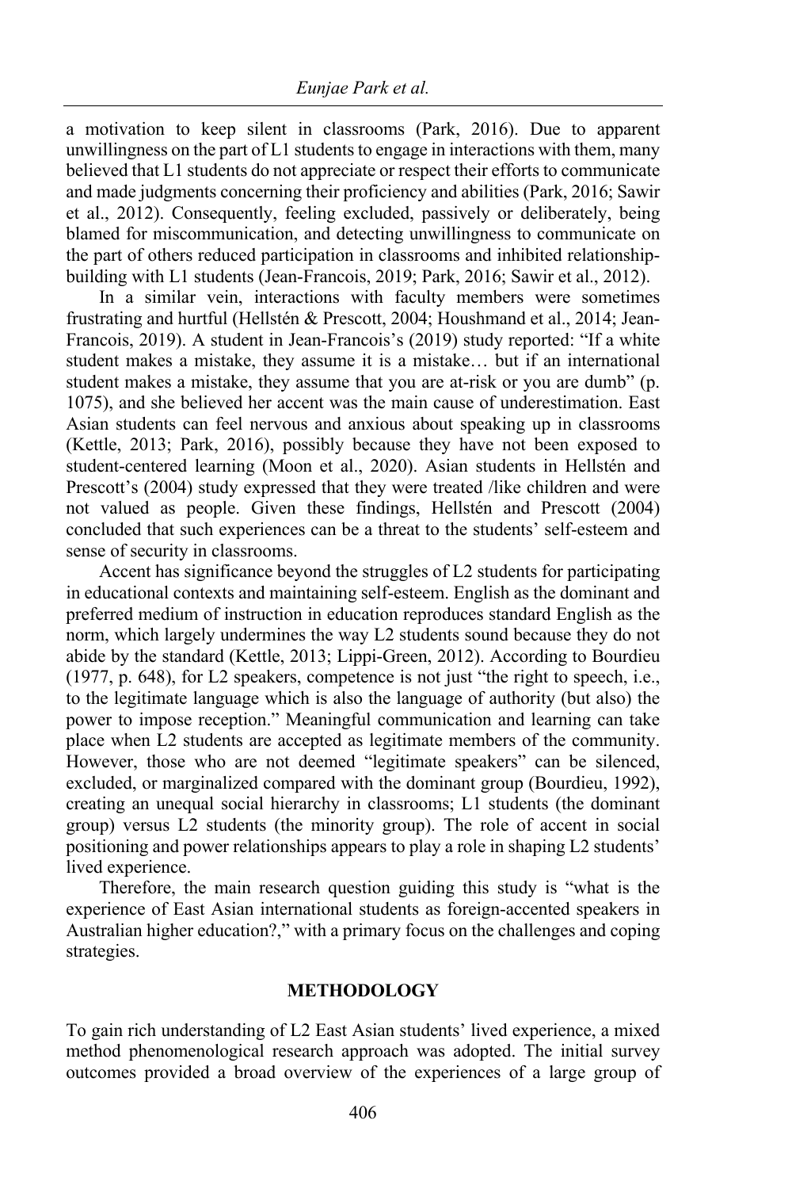a motivation to keep silent in classrooms (Park, 2016). Due to apparent unwillingness on the part of L1 students to engage in interactions with them, many believed that L1 students do not appreciate or respect their efforts to communicate and made judgments concerning their proficiency and abilities (Park, 2016; Sawir et al., 2012). Consequently, feeling excluded, passively or deliberately, being blamed for miscommunication, and detecting unwillingness to communicate on the part of others reduced participation in classrooms and inhibited relationship-building with L1 students (Jean-Francois, 2019; Park, 2016; Sawir et al., 2012).

In a similar vein, interactions with faculty members were sometimes frustrating and hurtful (Hellstén & Prescott, 2004; Houshmand et al., 2014; Jean-Francois, 2019). A student in Jean-Francois's (2019) study reported: "If a white student makes a mistake, they assume it is a mistake… but if an international student makes a mistake, they assume that you are at-risk or you are dumb" (p. 1075), and she believed her accent was the main cause of underestimation. East Asian students can feel nervous and anxious about speaking up in classrooms (Kettle, 2013; Park, 2016), possibly because they have not been exposed to student-centered learning (Moon et al., 2020). Asian students in Hellstén and Prescott's (2004) study expressed that they were treated /like children and were not valued as people. Given these findings, Hellstén and Prescott (2004) concluded that such experiences can be a threat to the students' self-esteem and sense of security in classrooms.

Accent has significance beyond the struggles of L2 students for participating in educational contexts and maintaining self-esteem. English as the dominant and preferred medium of instruction in education reproduces standard English as the norm, which largely undermines the way L2 students sound because they do not abide by the standard (Kettle, 2013; Lippi-Green, 2012). According to Bourdieu (1977, p. 648), for L2 speakers, competence is not just "the right to speech, i.e., to the legitimate language which is also the language of authority (but also) the power to impose reception." Meaningful communication and learning can take place when L2 students are accepted as legitimate members of the community. However, those who are not deemed "legitimate speakers" can be silenced, excluded, or marginalized compared with the dominant group (Bourdieu, 1992), creating an unequal social hierarchy in classrooms; L1 students (the dominant group) versus L2 students (the minority group). The role of accent in social positioning and power relationships appears to play a role in shaping L2 students' lived experience.

Therefore, the main research question guiding this study is "what is the experience of East Asian international students as foreign-accented speakers in Australian higher education?," with a primary focus on the challenges and coping strategies.

## METHODOLOGY

To gain rich understanding of L2 East Asian students' lived experience, a mixed method phenomenological research approach was adopted. The initial survey outcomes provided a broad overview of the experiences of a large group of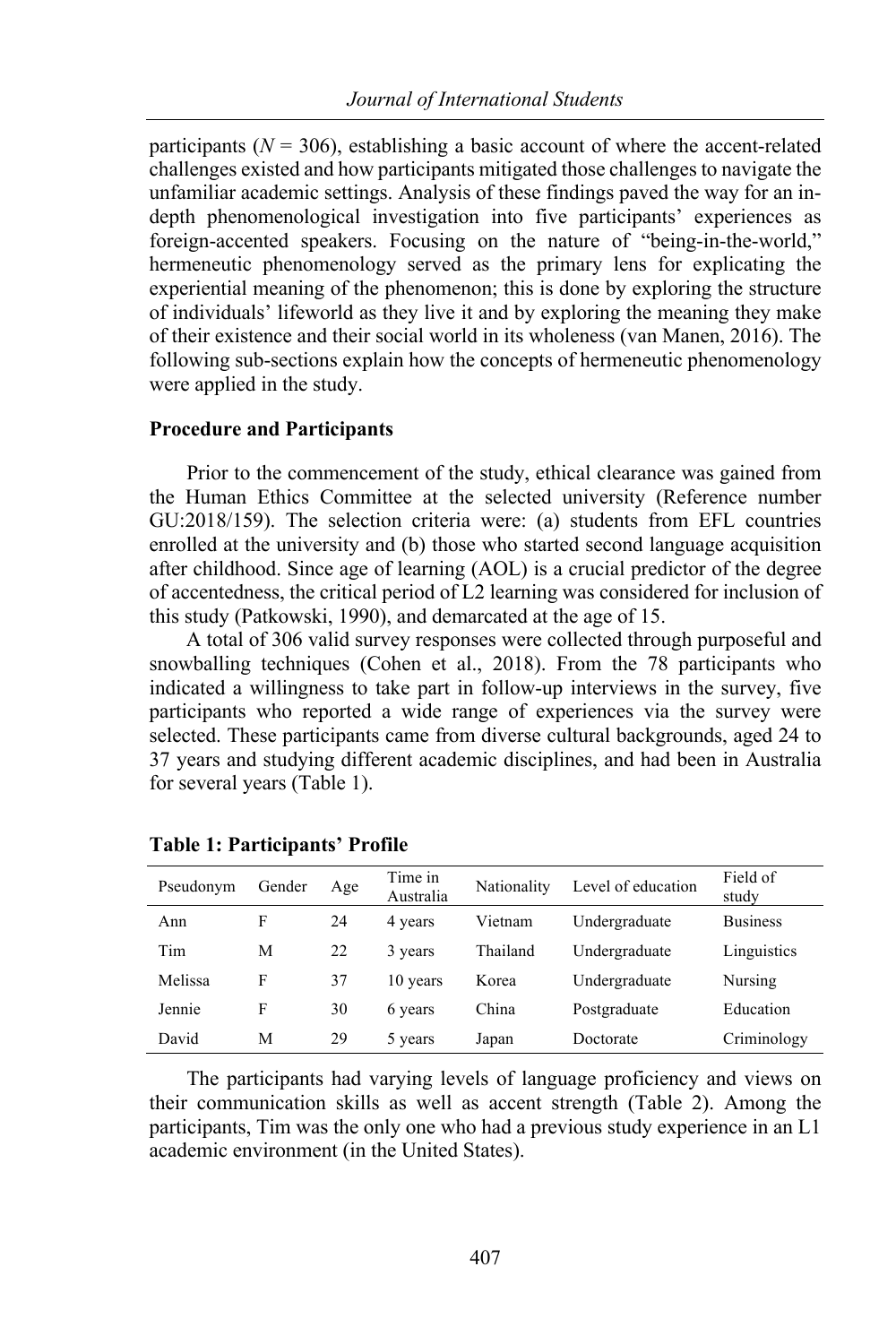participants ($N$ = 306), establishing a basic account of where the accent-related challenges existed and how participants mitigated those challenges to navigate the unfamiliar academic settings. Analysis of these findings paved the way for an in-depth phenomenological investigation into five participants' experiences as foreign-accented speakers. Focusing on the nature of "being-in-the-world," hermeneutic phenomenology served as the primary lens for explicating the experiential meaning of the phenomenon; this is done by exploring the structure of individuals' lifeworld as they live it and by exploring the meaning they make of their existence and their social world in its wholeness (van Manen, 2016). The following sub-sections explain how the concepts of hermeneutic phenomenology were applied in the study.

**Procedure and Participants**

Prior to the commencement of the study, ethical clearance was gained from the Human Ethics Committee at the selected university (Reference number GU:2018/159). The selection criteria were: (a) students from EFL countries enrolled at the university and (b) those who started second language acquisition after childhood. Since age of learning (AOL) is a crucial predictor of the degree of accentedness, the critical period of L2 learning was considered for inclusion of this study (Patkowski, 1990), and demarcated at the age of 15.

A total of 306 valid survey responses were collected through purposeful and snowballing techniques (Cohen et al., 2018). From the 78 participants who indicated a willingness to take part in follow-up interviews in the survey, five participants who reported a wide range of experiences via the survey were selected. These participants came from diverse cultural backgrounds, aged 24 to 37 years and studying different academic disciplines, and had been in Australia for several years (Table 1).

**Table 1: Participants' Profile**

| Pseudonym | Gender | Age | Time in Australia | Nationality | Level of education | Field of study |
|---|---|---|---|---|---|---|
| Ann | F | 24 | 4 years | Vietnam | Undergraduate | Business |
| Tim | M | 22 | 3 years | Thailand | Undergraduate | Linguistics |
| Melissa | F | 37 | 10 years | Korea | Undergraduate | Nursing |
| Jennie | F | 30 | 6 years | China | Postgraduate | Education |
| David | M | 29 | 5 years | Japan | Doctorate | Criminology |

The participants had varying levels of language proficiency and views on their communication skills as well as accent strength (Table 2). Among the participants, Tim was the only one who had a previous study experience in an L1 academic environment (in the United States).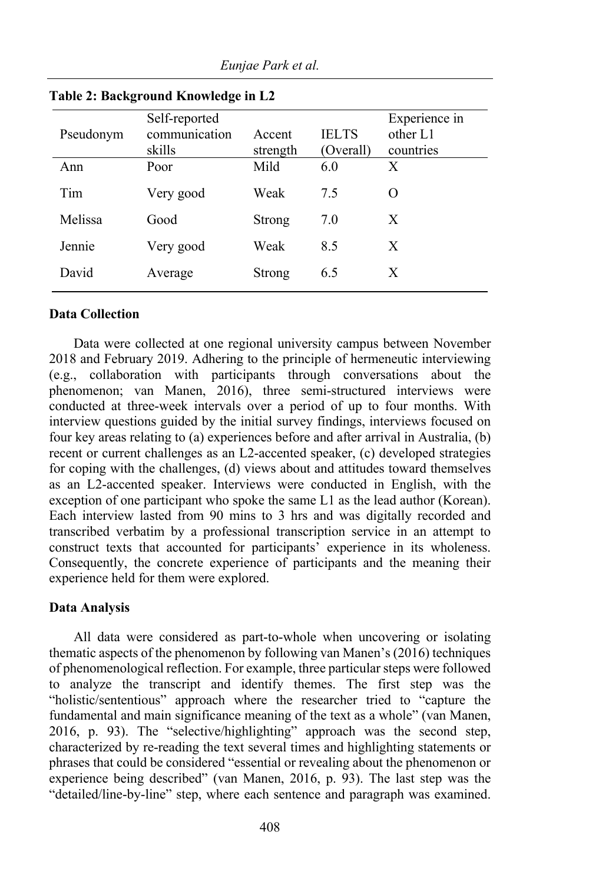**Table 2: Background Knowledge in L2**

| Pseudonym | Self-reported communication skills | Accent strength | IELTS (Overall) | Experience in other L1 countries |
|---|---|---|---|---|
| Ann | Poor | Mild | 6.0 | X |
| Tim | Very good | Weak | 7.5 | O |
| Melissa | Good | Strong | 7.0 | X |
| Jennie | Very good | Weak | 8.5 | X |
| David | Average | Strong | 6.5 | X |

### Data Collection

Data were collected at one regional university campus between November 2018 and February 2019. Adhering to the principle of hermeneutic interviewing (e.g., collaboration with participants through conversations about the phenomenon; van Manen, 2016), three semi-structured interviews were conducted at three-week intervals over a period of up to four months. With interview questions guided by the initial survey findings, interviews focused on four key areas relating to (a) experiences before and after arrival in Australia, (b) recent or current challenges as an L2-accented speaker, (c) developed strategies for coping with the challenges, (d) views about and attitudes toward themselves as an L2-accented speaker. Interviews were conducted in English, with the exception of one participant who spoke the same L1 as the lead author (Korean). Each interview lasted from 90 mins to 3 hrs and was digitally recorded and transcribed verbatim by a professional transcription service in an attempt to construct texts that accounted for participants' experience in its wholeness. Consequently, the concrete experience of participants and the meaning their experience held for them were explored.

### Data Analysis

All data were considered as part-to-whole when uncovering or isolating thematic aspects of the phenomenon by following van Manen's (2016) techniques of phenomenological reflection. For example, three particular steps were followed to analyze the transcript and identify themes. The first step was the "holistic/sententious" approach where the researcher tried to "capture the fundamental and main significance meaning of the text as a whole" (van Manen, 2016, p. 93). The "selective/highlighting" approach was the second step, characterized by re-reading the text several times and highlighting statements or phrases that could be considered "essential or revealing about the phenomenon or experience being described" (van Manen, 2016, p. 93). The last step was the "detailed/line-by-line" step, where each sentence and paragraph was examined.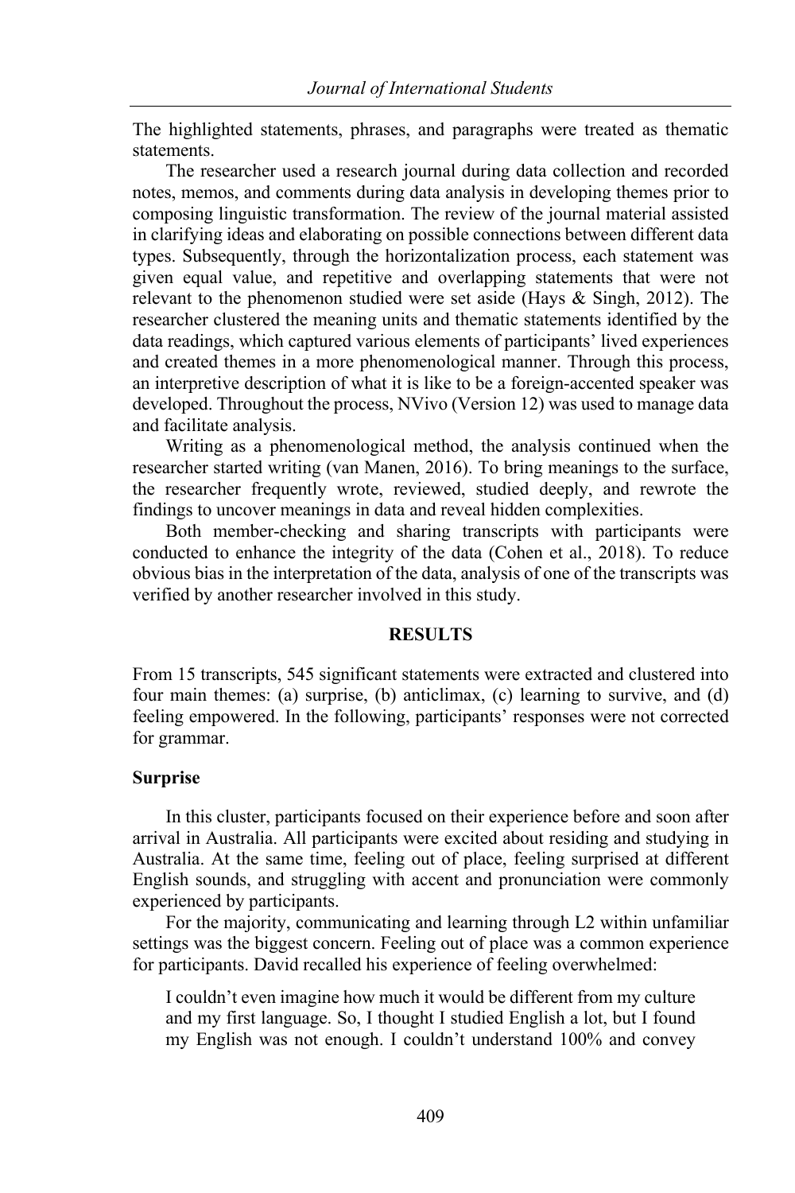The highlighted statements, phrases, and paragraphs were treated as thematic statements.

The researcher used a research journal during data collection and recorded notes, memos, and comments during data analysis in developing themes prior to composing linguistic transformation. The review of the journal material assisted in clarifying ideas and elaborating on possible connections between different data types. Subsequently, through the horizontalization process, each statement was given equal value, and repetitive and overlapping statements that were not relevant to the phenomenon studied were set aside (Hays & Singh, 2012). The researcher clustered the meaning units and thematic statements identified by the data readings, which captured various elements of participants' lived experiences and created themes in a more phenomenological manner. Through this process, an interpretive description of what it is like to be a foreign-accented speaker was developed. Throughout the process, NVivo (Version 12) was used to manage data and facilitate analysis.

Writing as a phenomenological method, the analysis continued when the researcher started writing (van Manen, 2016). To bring meanings to the surface, the researcher frequently wrote, reviewed, studied deeply, and rewrote the findings to uncover meanings in data and reveal hidden complexities.

Both member-checking and sharing transcripts with participants were conducted to enhance the integrity of the data (Cohen et al., 2018). To reduce obvious bias in the interpretation of the data, analysis of one of the transcripts was verified by another researcher involved in this study.

## RESULTS

From 15 transcripts, 545 significant statements were extracted and clustered into four main themes: (a) surprise, (b) anticlimax, (c) learning to survive, and (d) feeling empowered. In the following, participants' responses were not corrected for grammar.

### Surprise

In this cluster, participants focused on their experience before and soon after arrival in Australia. All participants were excited about residing and studying in Australia. At the same time, feeling out of place, feeling surprised at different English sounds, and struggling with accent and pronunciation were commonly experienced by participants.

For the majority, communicating and learning through L2 within unfamiliar settings was the biggest concern. Feeling out of place was a common experience for participants. David recalled his experience of feeling overwhelmed:

> I couldn't even imagine how much it would be different from my culture and my first language. So, I thought I studied English a lot, but I found my English was not enough. I couldn't understand 100% and convey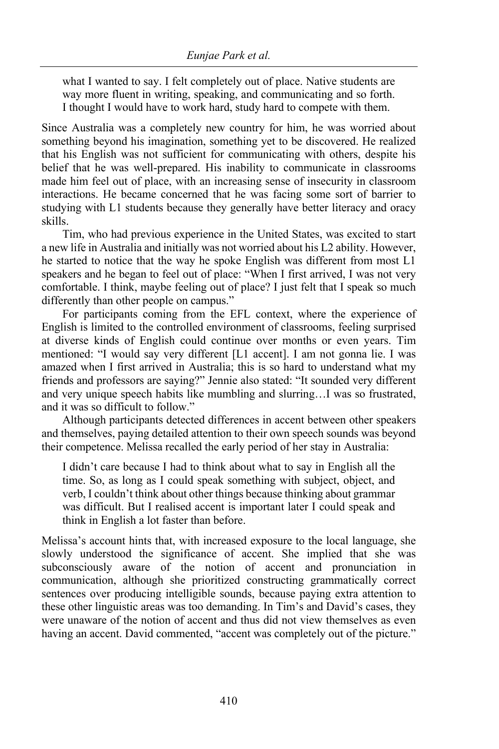> what I wanted to say. I felt completely out of place. Native students are way more fluent in writing, speaking, and communicating and so forth. I thought I would have to work hard, study hard to compete with them.

Since Australia was a completely new country for him, he was worried about something beyond his imagination, something yet to be discovered. He realized that his English was not sufficient for communicating with others, despite his belief that he was well-prepared. His inability to communicate in classrooms made him feel out of place, with an increasing sense of insecurity in classroom interactions. He became concerned that he was facing some sort of barrier to studying with L1 students because they generally have better literacy and oracy skills.

Tim, who had previous experience in the United States, was excited to start a new life in Australia and initially was not worried about his L2 ability. However, he started to notice that the way he spoke English was different from most L1 speakers and he began to feel out of place: "When I first arrived, I was not very comfortable. I think, maybe feeling out of place? I just felt that I speak so much differently than other people on campus."

For participants coming from the EFL context, where the experience of English is limited to the controlled environment of classrooms, feeling surprised at diverse kinds of English could continue over months or even years. Tim mentioned: "I would say very different [L1 accent]. I am not gonna lie. I was amazed when I first arrived in Australia; this is so hard to understand what my friends and professors are saying?" Jennie also stated: "It sounded very different and very unique speech habits like mumbling and slurring…I was so frustrated, and it was so difficult to follow."

Although participants detected differences in accent between other speakers and themselves, paying detailed attention to their own speech sounds was beyond their competence. Melissa recalled the early period of her stay in Australia:

> I didn't care because I had to think about what to say in English all the time. So, as long as I could speak something with subject, object, and verb, I couldn't think about other things because thinking about grammar was difficult. But I realised accent is important later I could speak and think in English a lot faster than before.

Melissa's account hints that, with increased exposure to the local language, she slowly understood the significance of accent. She implied that she was subconsciously aware of the notion of accent and pronunciation in communication, although she prioritized constructing grammatically correct sentences over producing intelligible sounds, because paying extra attention to these other linguistic areas was too demanding. In Tim's and David's cases, they were unaware of the notion of accent and thus did not view themselves as even having an accent. David commented, "accent was completely out of the picture."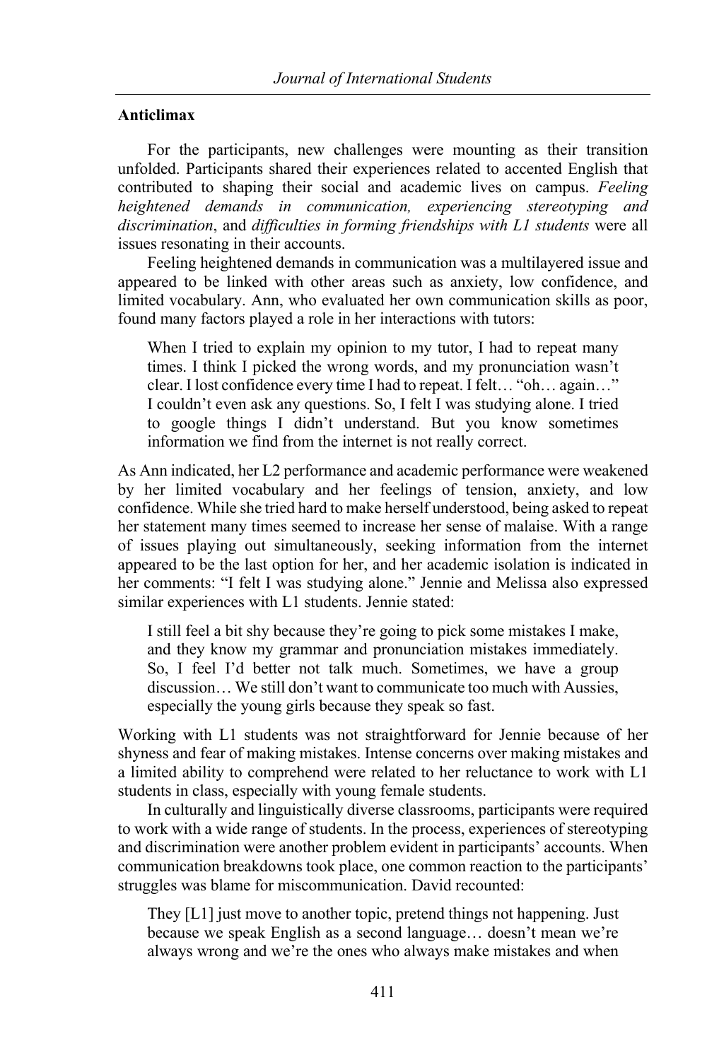**Anticlimax**

For the participants, new challenges were mounting as their transition unfolded. Participants shared their experiences related to accented English that contributed to shaping their social and academic lives on campus. *Feeling heightened demands in communication, experiencing stereotyping and discrimination*, and *difficulties in forming friendships with L1 students* were all issues resonating in their accounts.

Feeling heightened demands in communication was a multilayered issue and appeared to be linked with other areas such as anxiety, low confidence, and limited vocabulary. Ann, who evaluated her own communication skills as poor, found many factors played a role in her interactions with tutors:

> When I tried to explain my opinion to my tutor, I had to repeat many times. I think I picked the wrong words, and my pronunciation wasn't clear. I lost confidence every time I had to repeat. I felt… "oh… again…" I couldn't even ask any questions. So, I felt I was studying alone. I tried to google things I didn't understand. But you know sometimes information we find from the internet is not really correct.

As Ann indicated, her L2 performance and academic performance were weakened by her limited vocabulary and her feelings of tension, anxiety, and low confidence. While she tried hard to make herself understood, being asked to repeat her statement many times seemed to increase her sense of malaise. With a range of issues playing out simultaneously, seeking information from the internet appeared to be the last option for her, and her academic isolation is indicated in her comments: "I felt I was studying alone." Jennie and Melissa also expressed similar experiences with L1 students. Jennie stated:

> I still feel a bit shy because they're going to pick some mistakes I make, and they know my grammar and pronunciation mistakes immediately. So, I feel I'd better not talk much. Sometimes, we have a group discussion… We still don't want to communicate too much with Aussies, especially the young girls because they speak so fast.

Working with L1 students was not straightforward for Jennie because of her shyness and fear of making mistakes. Intense concerns over making mistakes and a limited ability to comprehend were related to her reluctance to work with L1 students in class, especially with young female students.

In culturally and linguistically diverse classrooms, participants were required to work with a wide range of students. In the process, experiences of stereotyping and discrimination were another problem evident in participants' accounts. When communication breakdowns took place, one common reaction to the participants' struggles was blame for miscommunication. David recounted:

> They [L1] just move to another topic, pretend things not happening. Just because we speak English as a second language… doesn't mean we're always wrong and we're the ones who always make mistakes and when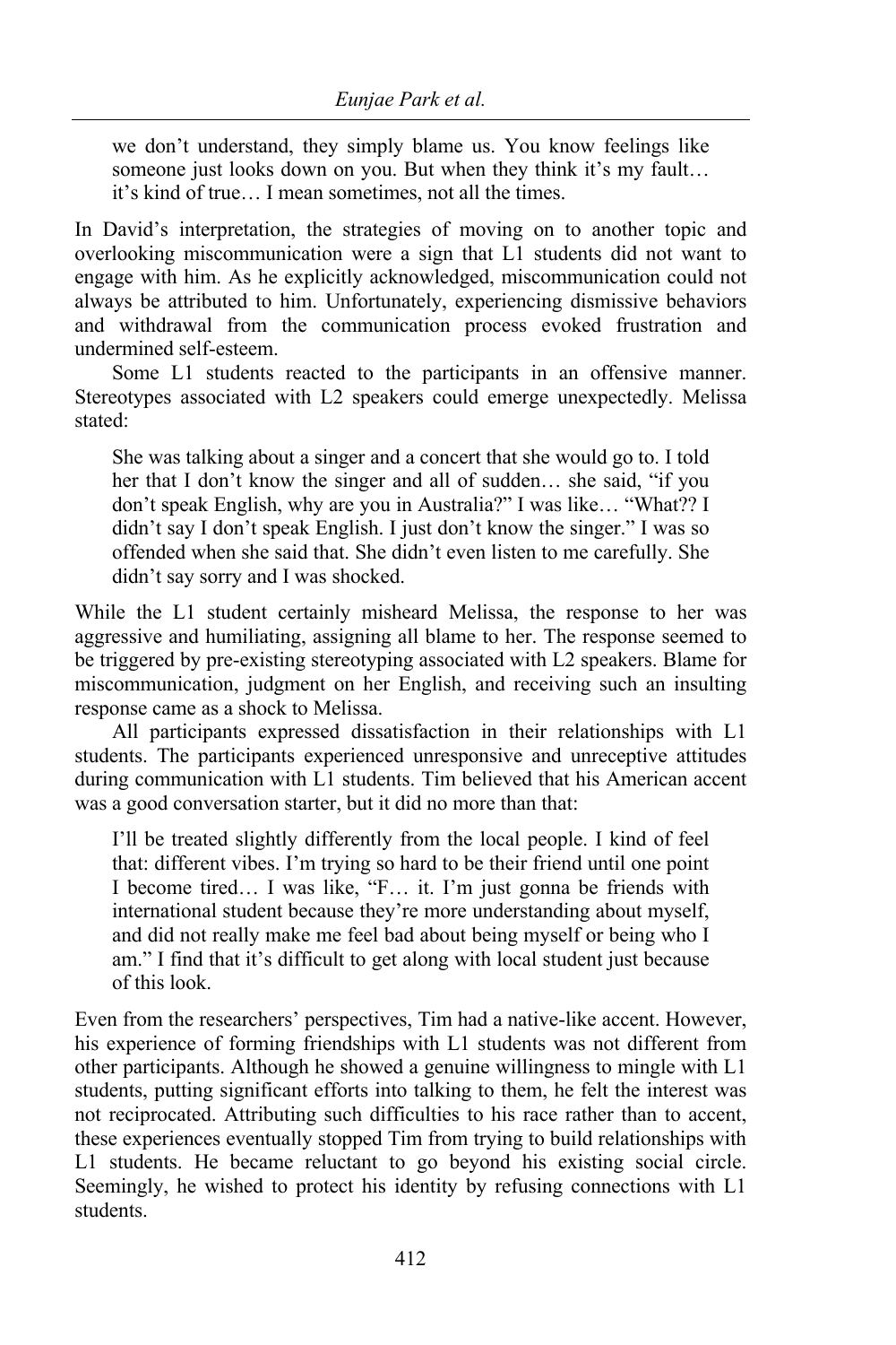> we don't understand, they simply blame us. You know feelings like someone just looks down on you. But when they think it's my fault… it's kind of true… I mean sometimes, not all the times.

In David's interpretation, the strategies of moving on to another topic and overlooking miscommunication were a sign that L1 students did not want to engage with him. As he explicitly acknowledged, miscommunication could not always be attributed to him. Unfortunately, experiencing dismissive behaviors and withdrawal from the communication process evoked frustration and undermined self-esteem.

Some L1 students reacted to the participants in an offensive manner. Stereotypes associated with L2 speakers could emerge unexpectedly. Melissa stated:

> She was talking about a singer and a concert that she would go to. I told her that I don't know the singer and all of sudden… she said, "if you don't speak English, why are you in Australia?" I was like… "What?? I didn't say I don't speak English. I just don't know the singer." I was so offended when she said that. She didn't even listen to me carefully. She didn't say sorry and I was shocked.

While the L1 student certainly misheard Melissa, the response to her was aggressive and humiliating, assigning all blame to her. The response seemed to be triggered by pre-existing stereotyping associated with L2 speakers. Blame for miscommunication, judgment on her English, and receiving such an insulting response came as a shock to Melissa.

All participants expressed dissatisfaction in their relationships with L1 students. The participants experienced unresponsive and unreceptive attitudes during communication with L1 students. Tim believed that his American accent was a good conversation starter, but it did no more than that:

> I'll be treated slightly differently from the local people. I kind of feel that: different vibes. I'm trying so hard to be their friend until one point I become tired… I was like, "F… it. I'm just gonna be friends with international student because they're more understanding about myself, and did not really make me feel bad about being myself or being who I am." I find that it's difficult to get along with local student just because of this look.

Even from the researchers' perspectives, Tim had a native-like accent. However, his experience of forming friendships with L1 students was not different from other participants. Although he showed a genuine willingness to mingle with L1 students, putting significant efforts into talking to them, he felt the interest was not reciprocated. Attributing such difficulties to his race rather than to accent, these experiences eventually stopped Tim from trying to build relationships with L1 students. He became reluctant to go beyond his existing social circle. Seemingly, he wished to protect his identity by refusing connections with L1 students.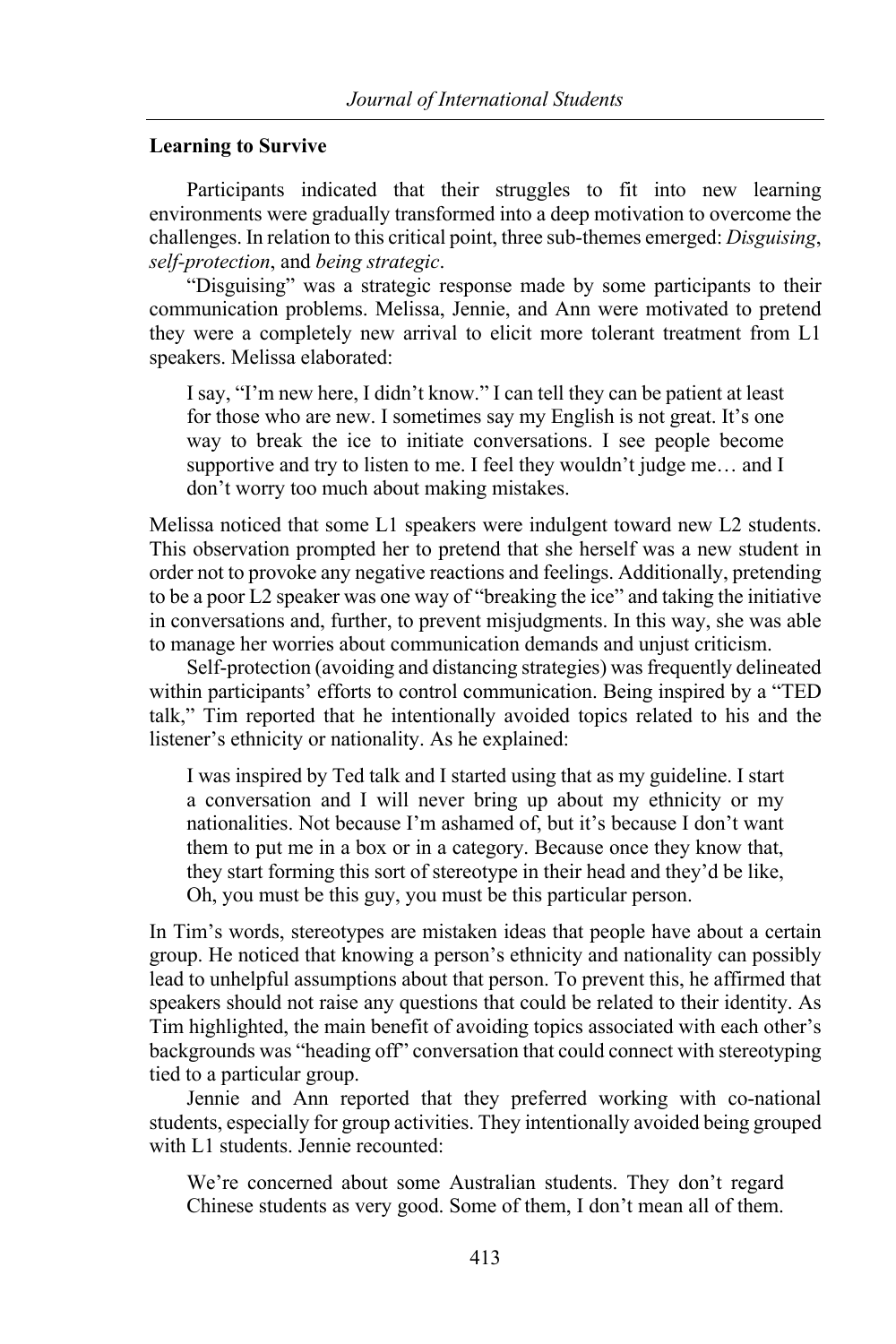### Learning to Survive

Participants indicated that their struggles to fit into new learning environments were gradually transformed into a deep motivation to overcome the challenges. In relation to this critical point, three sub-themes emerged: *Disguising*, *self-protection*, and *being strategic*.

"Disguising" was a strategic response made by some participants to their communication problems. Melissa, Jennie, and Ann were motivated to pretend they were a completely new arrival to elicit more tolerant treatment from L1 speakers. Melissa elaborated:

> I say, "I'm new here, I didn't know." I can tell they can be patient at least for those who are new. I sometimes say my English is not great. It's one way to break the ice to initiate conversations. I see people become supportive and try to listen to me. I feel they wouldn't judge me… and I don't worry too much about making mistakes.

Melissa noticed that some L1 speakers were indulgent toward new L2 students. This observation prompted her to pretend that she herself was a new student in order not to provoke any negative reactions and feelings. Additionally, pretending to be a poor L2 speaker was one way of "breaking the ice" and taking the initiative in conversations and, further, to prevent misjudgments. In this way, she was able to manage her worries about communication demands and unjust criticism.

Self-protection (avoiding and distancing strategies) was frequently delineated within participants' efforts to control communication. Being inspired by a "TED talk," Tim reported that he intentionally avoided topics related to his and the listener's ethnicity or nationality. As he explained:

> I was inspired by Ted talk and I started using that as my guideline. I start a conversation and I will never bring up about my ethnicity or my nationalities. Not because I'm ashamed of, but it's because I don't want them to put me in a box or in a category. Because once they know that, they start forming this sort of stereotype in their head and they'd be like, Oh, you must be this guy, you must be this particular person.

In Tim's words, stereotypes are mistaken ideas that people have about a certain group. He noticed that knowing a person's ethnicity and nationality can possibly lead to unhelpful assumptions about that person. To prevent this, he affirmed that speakers should not raise any questions that could be related to their identity. As Tim highlighted, the main benefit of avoiding topics associated with each other's backgrounds was "heading off" conversation that could connect with stereotyping tied to a particular group.

Jennie and Ann reported that they preferred working with co-national students, especially for group activities. They intentionally avoided being grouped with L1 students. Jennie recounted:

> We're concerned about some Australian students. They don't regard Chinese students as very good. Some of them, I don't mean all of them.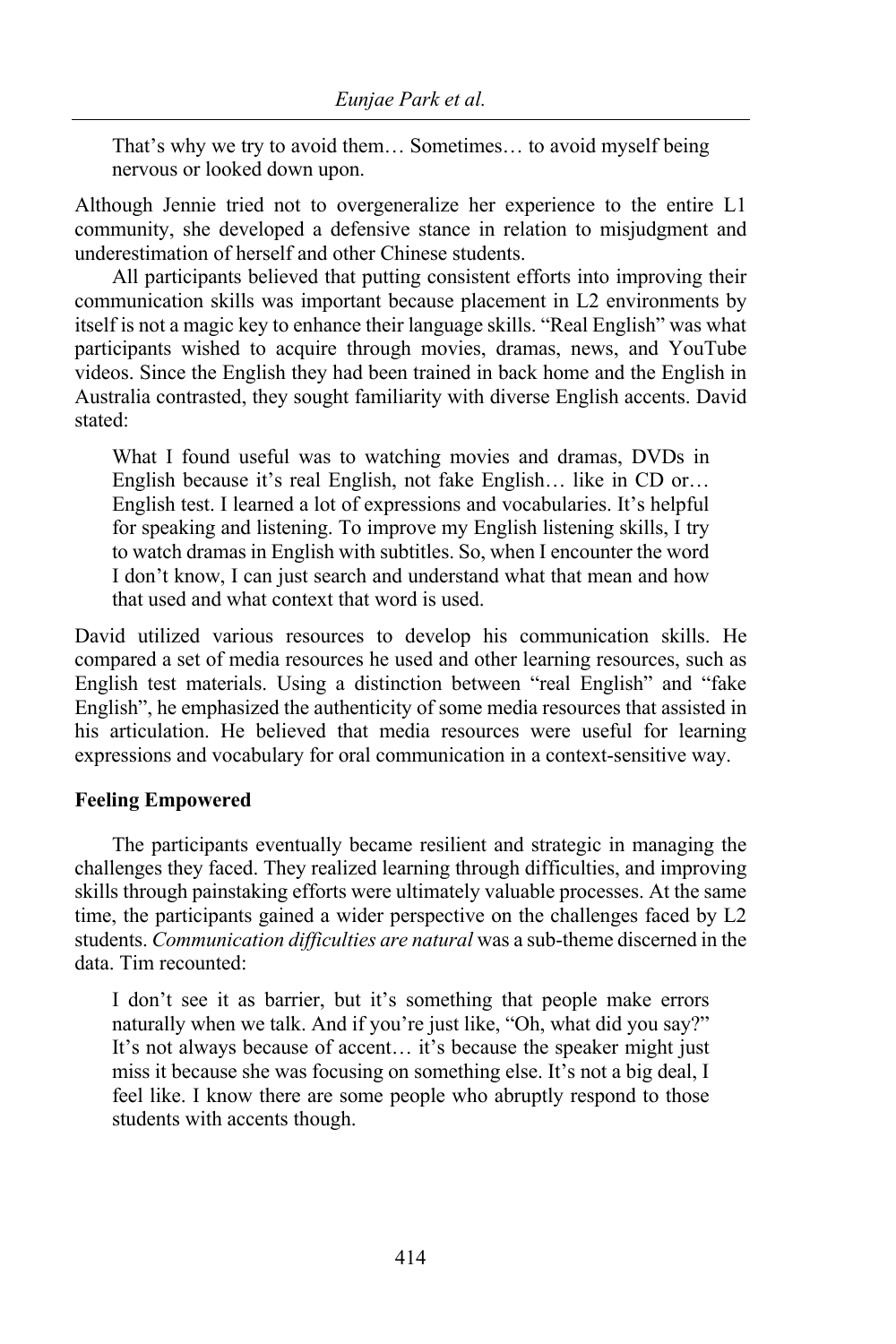> That's why we try to avoid them… Sometimes… to avoid myself being nervous or looked down upon.

Although Jennie tried not to overgeneralize her experience to the entire L1 community, she developed a defensive stance in relation to misjudgment and underestimation of herself and other Chinese students.

All participants believed that putting consistent efforts into improving their communication skills was important because placement in L2 environments by itself is not a magic key to enhance their language skills. "Real English" was what participants wished to acquire through movies, dramas, news, and YouTube videos. Since the English they had been trained in back home and the English in Australia contrasted, they sought familiarity with diverse English accents. David stated:

> What I found useful was to watching movies and dramas, DVDs in English because it's real English, not fake English… like in CD or… English test. I learned a lot of expressions and vocabularies. It's helpful for speaking and listening. To improve my English listening skills, I try to watch dramas in English with subtitles. So, when I encounter the word I don't know, I can just search and understand what that mean and how that used and what context that word is used.

David utilized various resources to develop his communication skills. He compared a set of media resources he used and other learning resources, such as English test materials. Using a distinction between "real English" and "fake English", he emphasized the authenticity of some media resources that assisted in his articulation. He believed that media resources were useful for learning expressions and vocabulary for oral communication in a context-sensitive way.

**Feeling Empowered**

The participants eventually became resilient and strategic in managing the challenges they faced. They realized learning through difficulties, and improving skills through painstaking efforts were ultimately valuable processes. At the same time, the participants gained a wider perspective on the challenges faced by L2 students. *Communication difficulties are natural* was a sub-theme discerned in the data. Tim recounted:

> I don't see it as barrier, but it's something that people make errors naturally when we talk. And if you're just like, "Oh, what did you say?" It's not always because of accent… it's because the speaker might just miss it because she was focusing on something else. It's not a big deal, I feel like. I know there are some people who abruptly respond to those students with accents though.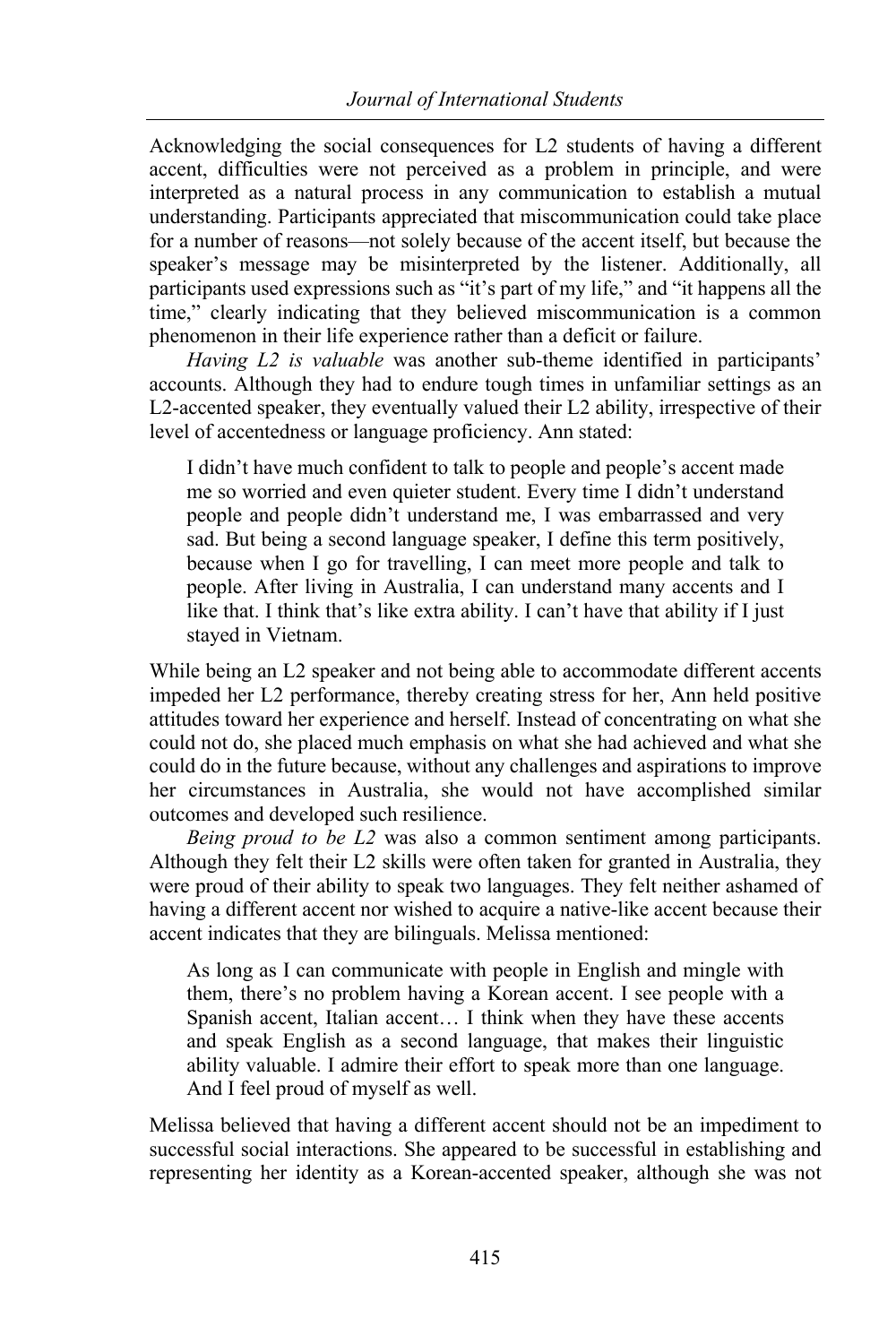Acknowledging the social consequences for L2 students of having a different accent, difficulties were not perceived as a problem in principle, and were interpreted as a natural process in any communication to establish a mutual understanding. Participants appreciated that miscommunication could take place for a number of reasons—not solely because of the accent itself, but because the speaker's message may be misinterpreted by the listener. Additionally, all participants used expressions such as "it's part of my life," and "it happens all the time," clearly indicating that they believed miscommunication is a common phenomenon in their life experience rather than a deficit or failure.

*Having L2 is valuable* was another sub-theme identified in participants' accounts. Although they had to endure tough times in unfamiliar settings as an L2-accented speaker, they eventually valued their L2 ability, irrespective of their level of accentedness or language proficiency. Ann stated:

> I didn't have much confident to talk to people and people's accent made me so worried and even quieter student. Every time I didn't understand people and people didn't understand me, I was embarrassed and very sad. But being a second language speaker, I define this term positively, because when I go for travelling, I can meet more people and talk to people. After living in Australia, I can understand many accents and I like that. I think that's like extra ability. I can't have that ability if I just stayed in Vietnam.

While being an L2 speaker and not being able to accommodate different accents impeded her L2 performance, thereby creating stress for her, Ann held positive attitudes toward her experience and herself. Instead of concentrating on what she could not do, she placed much emphasis on what she had achieved and what she could do in the future because, without any challenges and aspirations to improve her circumstances in Australia, she would not have accomplished similar outcomes and developed such resilience.

*Being proud to be L2* was also a common sentiment among participants. Although they felt their L2 skills were often taken for granted in Australia, they were proud of their ability to speak two languages. They felt neither ashamed of having a different accent nor wished to acquire a native-like accent because their accent indicates that they are bilinguals. Melissa mentioned:

> As long as I can communicate with people in English and mingle with them, there's no problem having a Korean accent. I see people with a Spanish accent, Italian accent… I think when they have these accents and speak English as a second language, that makes their linguistic ability valuable. I admire their effort to speak more than one language. And I feel proud of myself as well.

Melissa believed that having a different accent should not be an impediment to successful social interactions. She appeared to be successful in establishing and representing her identity as a Korean-accented speaker, although she was not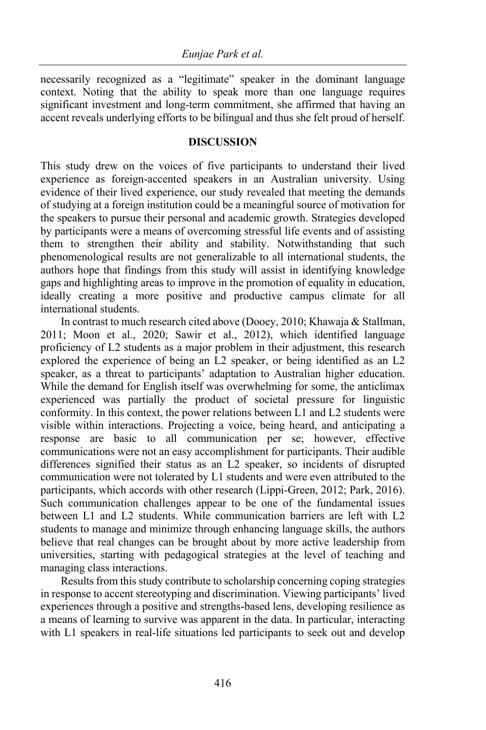necessarily recognized as a "legitimate" speaker in the dominant language context. Noting that the ability to speak more than one language requires significant investment and long-term commitment, she affirmed that having an accent reveals underlying efforts to be bilingual and thus she felt proud of herself.

## DISCUSSION

This study drew on the voices of five participants to understand their lived experience as foreign-accented speakers in an Australian university. Using evidence of their lived experience, our study revealed that meeting the demands of studying at a foreign institution could be a meaningful source of motivation for the speakers to pursue their personal and academic growth. Strategies developed by participants were a means of overcoming stressful life events and of assisting them to strengthen their ability and stability. Notwithstanding that such phenomenological results are not generalizable to all international students, the authors hope that findings from this study will assist in identifying knowledge gaps and highlighting areas to improve in the promotion of equality in education, ideally creating a more positive and productive campus climate for all international students.

In contrast to much research cited above (Dooey, 2010; Khawaja & Stallman, 2011; Moon et al., 2020; Sawir et al., 2012), which identified language proficiency of L2 students as a major problem in their adjustment, this research explored the experience of being an L2 speaker, or being identified as an L2 speaker, as a threat to participants' adaptation to Australian higher education. While the demand for English itself was overwhelming for some, the anticlimax experienced was partially the product of societal pressure for linguistic conformity. In this context, the power relations between L1 and L2 students were visible within interactions. Projecting a voice, being heard, and anticipating a response are basic to all communication per se; however, effective communications were not an easy accomplishment for participants. Their audible differences signified their status as an L2 speaker, so incidents of disrupted communication were not tolerated by L1 students and were even attributed to the participants, which accords with other research (Lippi-Green, 2012; Park, 2016). Such communication challenges appear to be one of the fundamental issues between L1 and L2 students. While communication barriers are left with L2 students to manage and minimize through enhancing language skills, the authors believe that real changes can be brought about by more active leadership from universities, starting with pedagogical strategies at the level of teaching and managing class interactions.

Results from this study contribute to scholarship concerning coping strategies in response to accent stereotyping and discrimination. Viewing participants' lived experiences through a positive and strengths-based lens, developing resilience as a means of learning to survive was apparent in the data. In particular, interacting with L1 speakers in real-life situations led participants to seek out and develop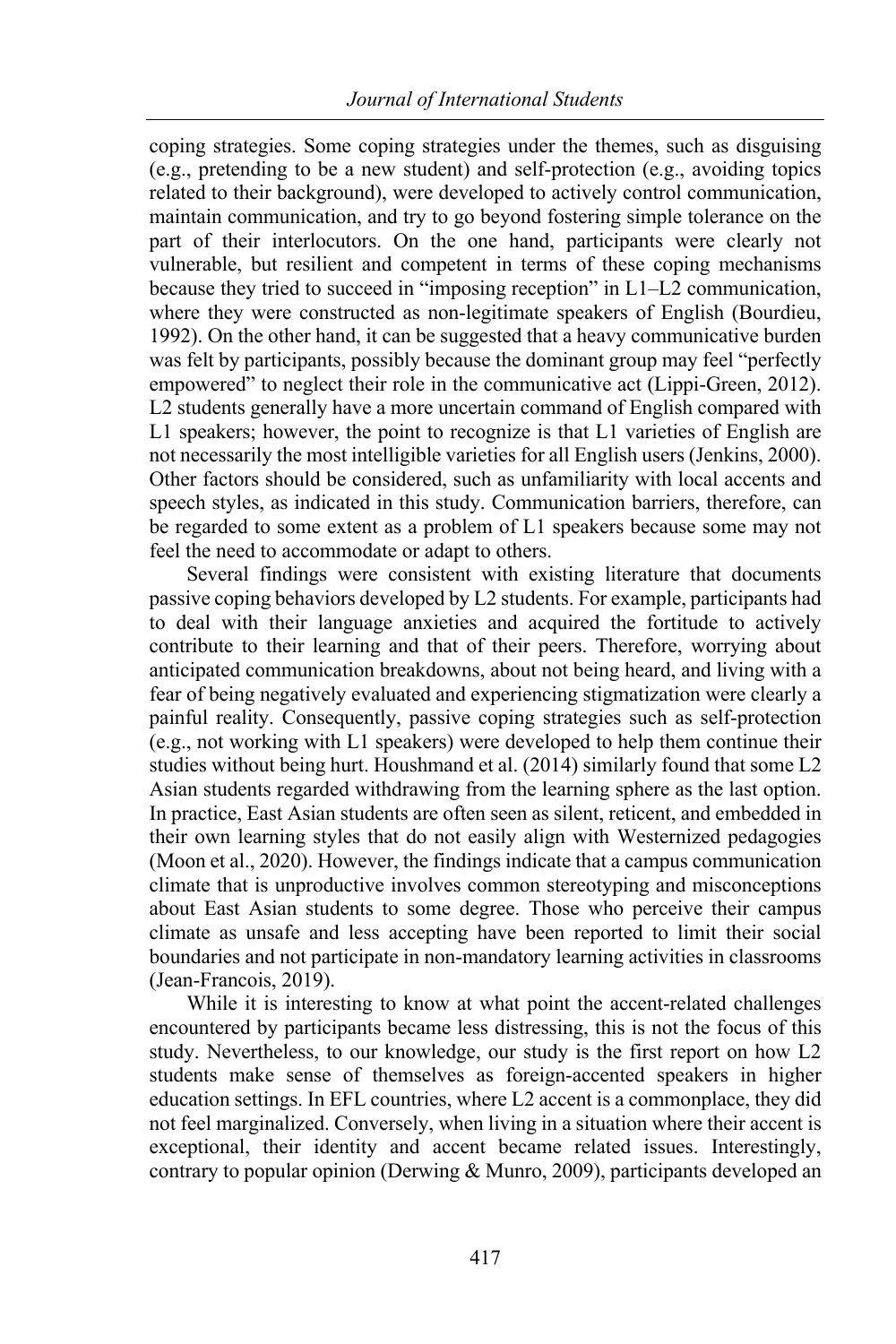coping strategies. Some coping strategies under the themes, such as disguising (e.g., pretending to be a new student) and self-protection (e.g., avoiding topics related to their background), were developed to actively control communication, maintain communication, and try to go beyond fostering simple tolerance on the part of their interlocutors. On the one hand, participants were clearly not vulnerable, but resilient and competent in terms of these coping mechanisms because they tried to succeed in "imposing reception" in L1–L2 communication, where they were constructed as non-legitimate speakers of English (Bourdieu, 1992). On the other hand, it can be suggested that a heavy communicative burden was felt by participants, possibly because the dominant group may feel "perfectly empowered" to neglect their role in the communicative act (Lippi-Green, 2012). L2 students generally have a more uncertain command of English compared with L1 speakers; however, the point to recognize is that L1 varieties of English are not necessarily the most intelligible varieties for all English users (Jenkins, 2000). Other factors should be considered, such as unfamiliarity with local accents and speech styles, as indicated in this study. Communication barriers, therefore, can be regarded to some extent as a problem of L1 speakers because some may not feel the need to accommodate or adapt to others.

Several findings were consistent with existing literature that documents passive coping behaviors developed by L2 students. For example, participants had to deal with their language anxieties and acquired the fortitude to actively contribute to their learning and that of their peers. Therefore, worrying about anticipated communication breakdowns, about not being heard, and living with a fear of being negatively evaluated and experiencing stigmatization were clearly a painful reality. Consequently, passive coping strategies such as self-protection (e.g., not working with L1 speakers) were developed to help them continue their studies without being hurt. Houshmand et al. (2014) similarly found that some L2 Asian students regarded withdrawing from the learning sphere as the last option. In practice, East Asian students are often seen as silent, reticent, and embedded in their own learning styles that do not easily align with Westernized pedagogies (Moon et al., 2020). However, the findings indicate that a campus communication climate that is unproductive involves common stereotyping and misconceptions about East Asian students to some degree. Those who perceive their campus climate as unsafe and less accepting have been reported to limit their social boundaries and not participate in non-mandatory learning activities in classrooms (Jean-Francois, 2019).

While it is interesting to know at what point the accent-related challenges encountered by participants became less distressing, this is not the focus of this study. Nevertheless, to our knowledge, our study is the first report on how L2 students make sense of themselves as foreign-accented speakers in higher education settings. In EFL countries, where L2 accent is a commonplace, they did not feel marginalized. Conversely, when living in a situation where their accent is exceptional, their identity and accent became related issues. Interestingly, contrary to popular opinion (Derwing & Munro, 2009), participants developed an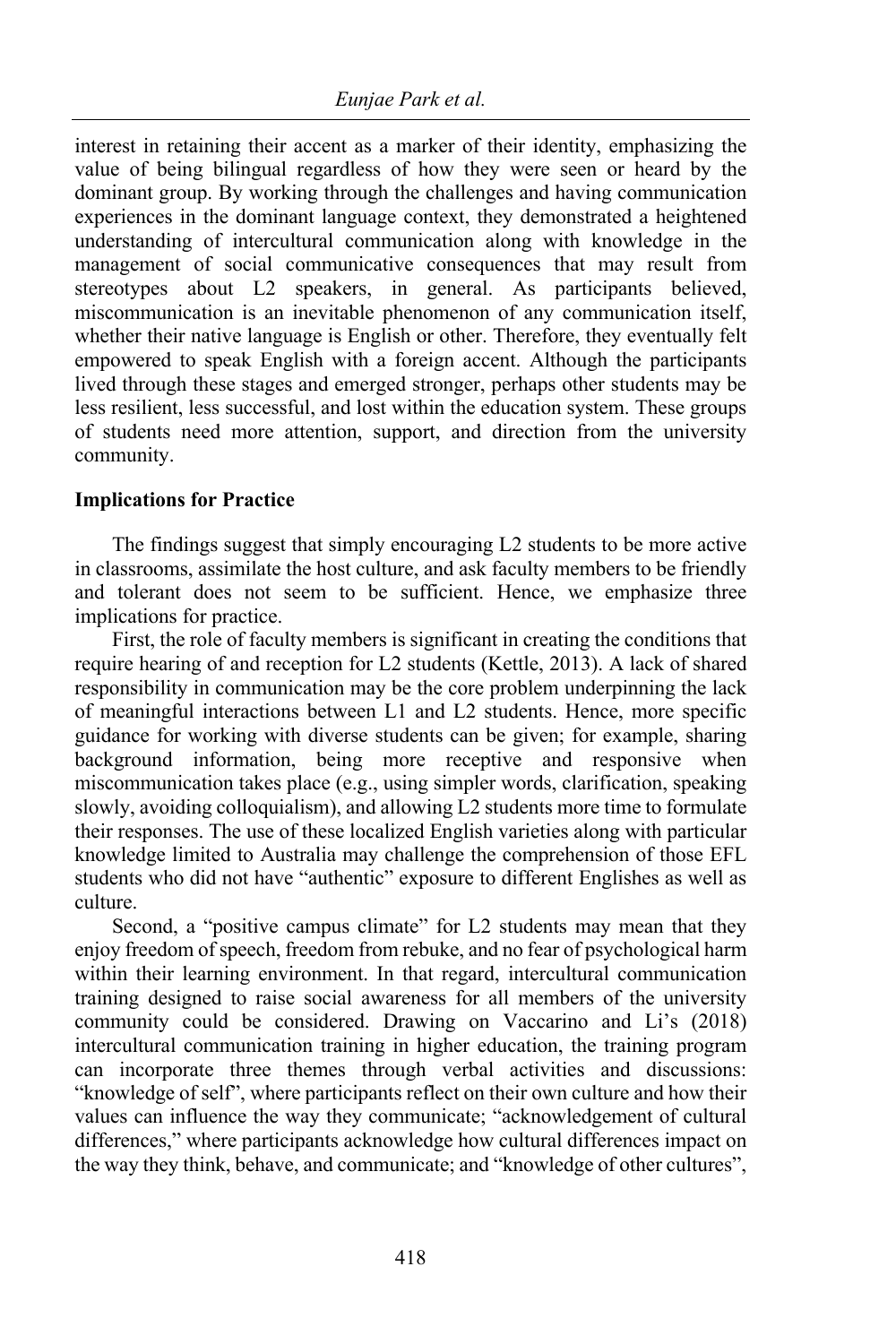interest in retaining their accent as a marker of their identity, emphasizing the value of being bilingual regardless of how they were seen or heard by the dominant group. By working through the challenges and having communication experiences in the dominant language context, they demonstrated a heightened understanding of intercultural communication along with knowledge in the management of social communicative consequences that may result from stereotypes about L2 speakers, in general. As participants believed, miscommunication is an inevitable phenomenon of any communication itself, whether their native language is English or other. Therefore, they eventually felt empowered to speak English with a foreign accent. Although the participants lived through these stages and emerged stronger, perhaps other students may be less resilient, less successful, and lost within the education system. These groups of students need more attention, support, and direction from the university community.

## Implications for Practice

The findings suggest that simply encouraging L2 students to be more active in classrooms, assimilate the host culture, and ask faculty members to be friendly and tolerant does not seem to be sufficient. Hence, we emphasize three implications for practice.

First, the role of faculty members is significant in creating the conditions that require hearing of and reception for L2 students (Kettle, 2013). A lack of shared responsibility in communication may be the core problem underpinning the lack of meaningful interactions between L1 and L2 students. Hence, more specific guidance for working with diverse students can be given; for example, sharing background information, being more receptive and responsive when miscommunication takes place (e.g., using simpler words, clarification, speaking slowly, avoiding colloquialism), and allowing L2 students more time to formulate their responses. The use of these localized English varieties along with particular knowledge limited to Australia may challenge the comprehension of those EFL students who did not have "authentic" exposure to different Englishes as well as culture.

Second, a "positive campus climate" for L2 students may mean that they enjoy freedom of speech, freedom from rebuke, and no fear of psychological harm within their learning environment. In that regard, intercultural communication training designed to raise social awareness for all members of the university community could be considered. Drawing on Vaccarino and Li's (2018) intercultural communication training in higher education, the training program can incorporate three themes through verbal activities and discussions: "knowledge of self", where participants reflect on their own culture and how their values can influence the way they communicate; "acknowledgement of cultural differences," where participants acknowledge how cultural differences impact on the way they think, behave, and communicate; and "knowledge of other cultures",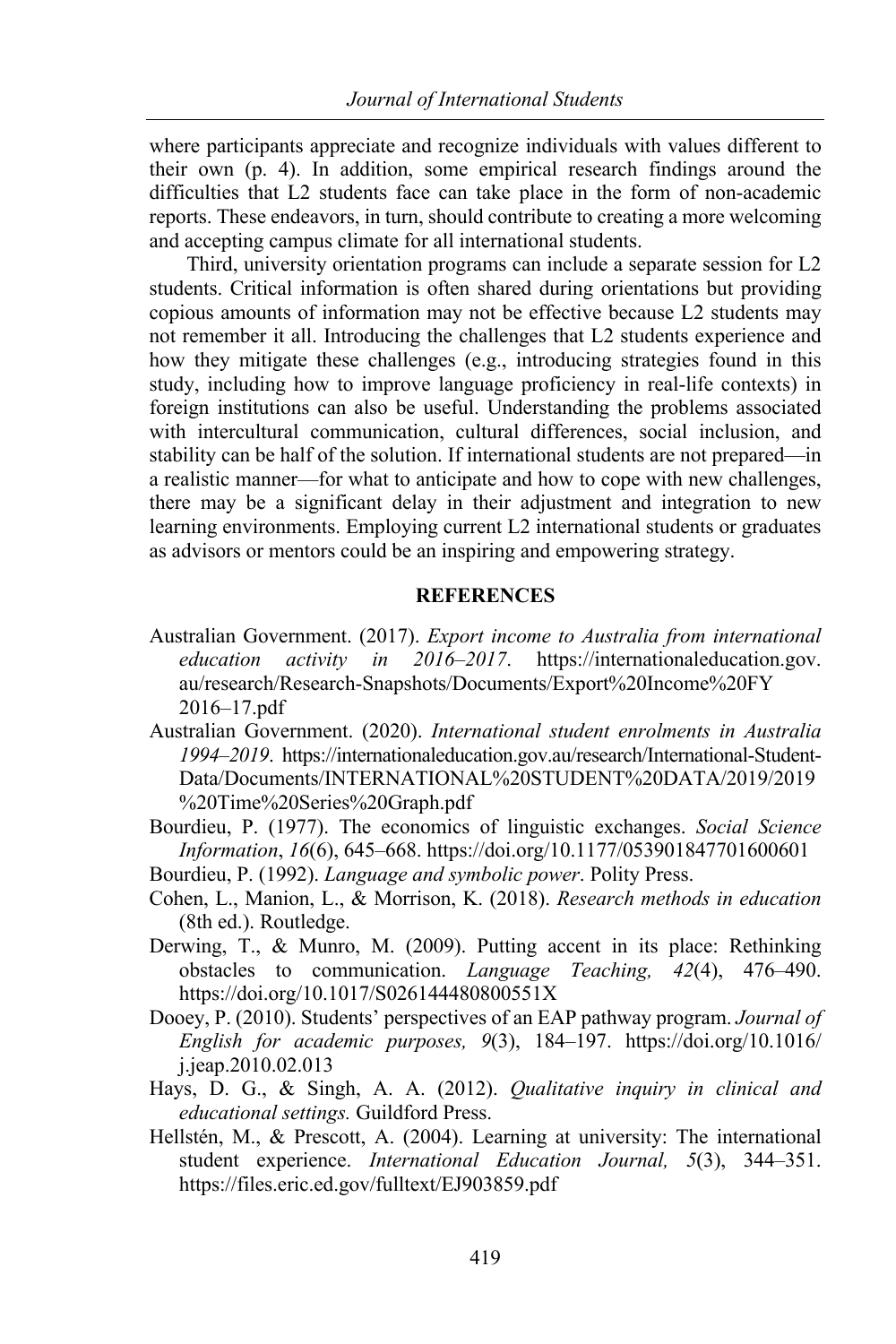where participants appreciate and recognize individuals with values different to their own (p. 4). In addition, some empirical research findings around the difficulties that L2 students face can take place in the form of non-academic reports. These endeavors, in turn, should contribute to creating a more welcoming and accepting campus climate for all international students.

Third, university orientation programs can include a separate session for L2 students. Critical information is often shared during orientations but providing copious amounts of information may not be effective because L2 students may not remember it all. Introducing the challenges that L2 students experience and how they mitigate these challenges (e.g., introducing strategies found in this study, including how to improve language proficiency in real-life contexts) in foreign institutions can also be useful. Understanding the problems associated with intercultural communication, cultural differences, social inclusion, and stability can be half of the solution. If international students are not prepared—in a realistic manner—for what to anticipate and how to cope with new challenges, there may be a significant delay in their adjustment and integration to new learning environments. Employing current L2 international students or graduates as advisors or mentors could be an inspiring and empowering strategy.

## REFERENCES

Australian Government. (2017). *Export income to Australia from international education activity in 2016–2017*. https://internationaleducation.gov.au/research/Research-Snapshots/Documents/Export%20Income%20FY2016–17.pdf

Australian Government. (2020). *International student enrolments in Australia 1994–2019*. https://internationaleducation.gov.au/research/International-Student-Data/Documents/INTERNATIONAL%20STUDENT%20DATA/2019/2019%20Time%20Series%20Graph.pdf

Bourdieu, P. (1977). The economics of linguistic exchanges. *Social Science Information*, *16*(6), 645–668. https://doi.org/10.1177/053901847701600601

Bourdieu, P. (1992). *Language and symbolic power*. Polity Press.

Cohen, L., Manion, L., & Morrison, K. (2018). *Research methods in education* (8th ed.). Routledge.

Derwing, T., & Munro, M. (2009). Putting accent in its place: Rethinking obstacles to communication. *Language Teaching, 42*(4), 476–490. https://doi.org/10.1017/S026144480800551X

Dooey, P. (2010). Students' perspectives of an EAP pathway program. *Journal of English for academic purposes, 9*(3), 184–197. https://doi.org/10.1016/j.jeap.2010.02.013

Hays, D. G., & Singh, A. A. (2012). *Qualitative inquiry in clinical and educational settings.* Guildford Press.

Hellstén, M., & Prescott, A. (2004). Learning at university: The international student experience. *International Education Journal, 5*(3), 344–351. https://files.eric.ed.gov/fulltext/EJ903859.pdf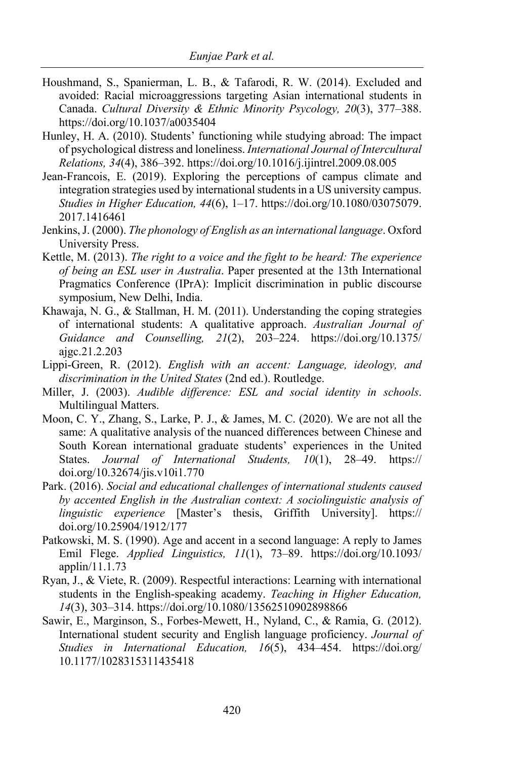Houshmand, S., Spanierman, L. B., & Tafarodi, R. W. (2014). Excluded and avoided: Racial microaggressions targeting Asian international students in Canada. *Cultural Diversity & Ethnic Minority Psycology, 20*(3), 377–388. https://doi.org/10.1037/a0035404

Hunley, H. A. (2010). Students' functioning while studying abroad: The impact of psychological distress and loneliness. *International Journal of Intercultural Relations, 34*(4), 386–392. https://doi.org/10.1016/j.ijintrel.2009.08.005

Jean-Francois, E. (2019). Exploring the perceptions of campus climate and integration strategies used by international students in a US university campus. *Studies in Higher Education, 44*(6), 1–17. https://doi.org/10.1080/03075079.2017.1416461

Jenkins, J. (2000). *The phonology of English as an international language*. Oxford University Press.

Kettle, M. (2013). *The right to a voice and the fight to be heard: The experience of being an ESL user in Australia*. Paper presented at the 13th International Pragmatics Conference (IPrA): Implicit discrimination in public discourse symposium, New Delhi, India.

Khawaja, N. G., & Stallman, H. M. (2011). Understanding the coping strategies of international students: A qualitative approach. *Australian Journal of Guidance and Counselling, 21*(2), 203–224. https://doi.org/10.1375/ajgc.21.2.203

Lippi-Green, R. (2012). *English with an accent: Language, ideology, and discrimination in the United States* (2nd ed.). Routledge.

Miller, J. (2003). *Audible difference: ESL and social identity in schools*. Multilingual Matters.

Moon, C. Y., Zhang, S., Larke, P. J., & James, M. C. (2020). We are not all the same: A qualitative analysis of the nuanced differences between Chinese and South Korean international graduate students' experiences in the United States. *Journal of International Students, 10*(1), 28–49. https://doi.org/10.32674/jis.v10i1.770

Park. (2016). *Social and educational challenges of international students caused by accented English in the Australian context: A sociolinguistic analysis of linguistic experience* [Master's thesis, Griffith University]. https://doi.org/10.25904/1912/177

Patkowski, M. S. (1990). Age and accent in a second language: A reply to James Emil Flege. *Applied Linguistics, 11*(1), 73–89. https://doi.org/10.1093/applin/11.1.73

Ryan, J., & Viete, R. (2009). Respectful interactions: Learning with international students in the English-speaking academy. *Teaching in Higher Education, 14*(3), 303–314. https://doi.org/10.1080/13562510902898866

Sawir, E., Marginson, S., Forbes-Mewett, H., Nyland, C., & Ramia, G. (2012). International student security and English language proficiency. *Journal of Studies in International Education, 16*(5), 434–454. https://doi.org/10.1177/1028315311435418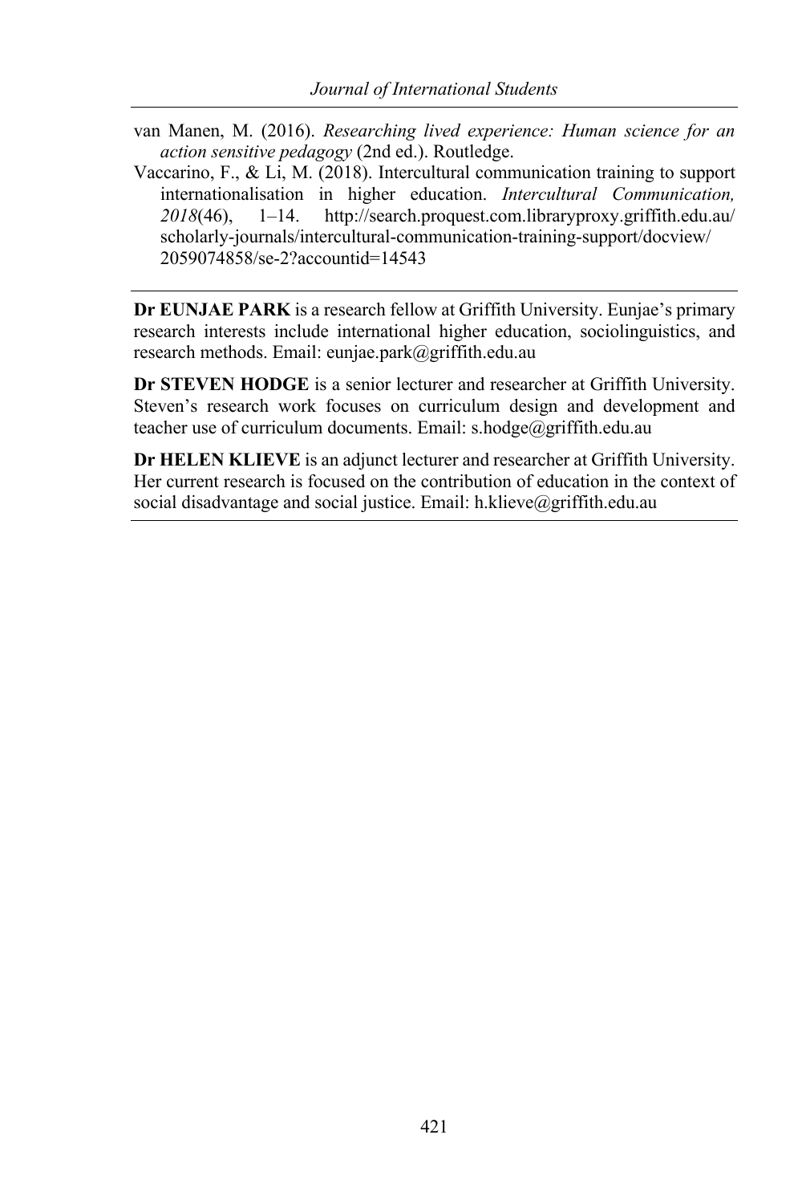van Manen, M. (2016). *Researching lived experience: Human science for an action sensitive pedagogy* (2nd ed.). Routledge.

Vaccarino, F., & Li, M. (2018). Intercultural communication training to support internationalisation in higher education. *Intercultural Communication, 2018*(46), 1–14. http://search.proquest.com.libraryproxy.griffith.edu.au/scholarly-journals/intercultural-communication-training-support/docview/2059074858/se-2?accountid=14543

---

**Dr EUNJAE PARK** is a research fellow at Griffith University. Eunjae's primary research interests include international higher education, sociolinguistics, and research methods. Email: eunjae.park@griffith.edu.au

**Dr STEVEN HODGE** is a senior lecturer and researcher at Griffith University. Steven's research work focuses on curriculum design and development and teacher use of curriculum documents. Email: s.hodge@griffith.edu.au

**Dr HELEN KLIEVE** is an adjunct lecturer and researcher at Griffith University. Her current research is focused on the contribution of education in the context of social disadvantage and social justice. Email: h.klieve@griffith.edu.au